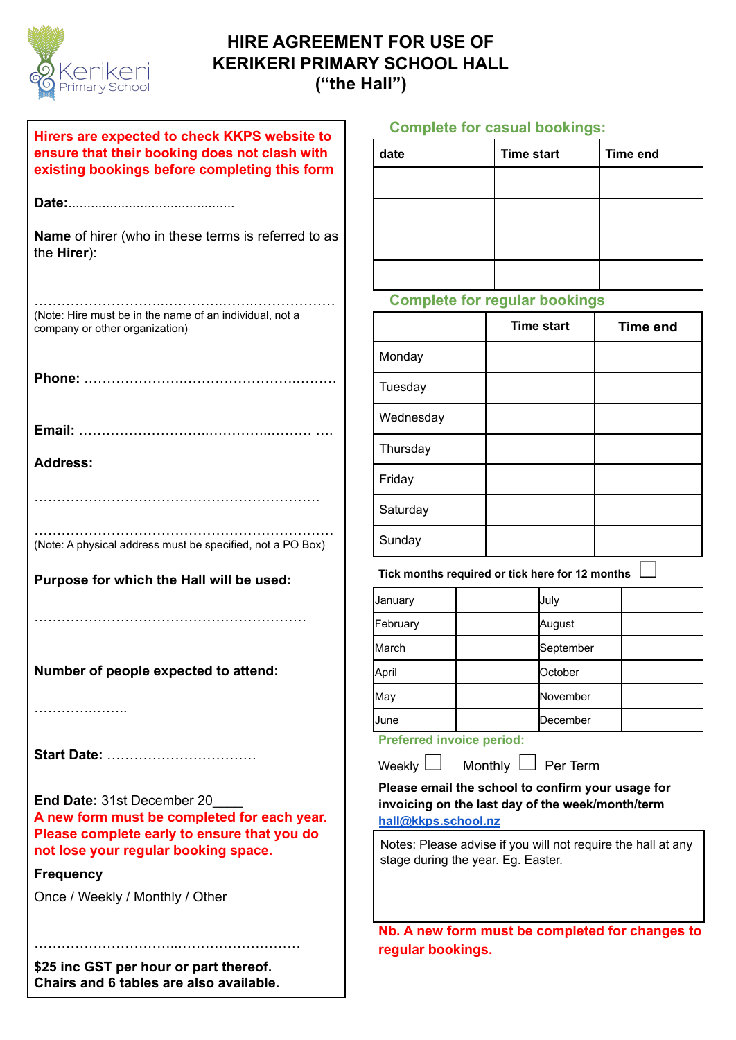# HIRE AGREEMENT FOR USE OF KERIKERI PRIMARY SCHOOL HALL ("the Hall")

**Hirers are expected to check KKPS website to ensure that their booking does not clash with existing bookings before completing this form**

**Date:**...........................................

**Name** of hirer (who in these terms is referred to as the **Hirer**):

…………………………………………………………

(Note: Hire must be in the name of an individual, not a company or other organization)

**Phone:** ……………………………………………………

**Email:** ……………………………………………… ….

**Address:**

…………………………………………………………

…………………………………………………………

(Note: A physical address must be specified, not a PO Box)

**Purpose for which the Hall will be used:**

……………………………………………………

**Number of people expected to attend:**

…………………

**Start Date:** ……………………………

**End Date:** 31st December 20____

**A new form must be completed for each year. Please complete early to ensure that you do not lose your regular booking space.**

**Frequency**

Once / Weekly / Monthly / Other

……………………………………………………

**$25 inc GST per hour or part thereof. Chairs and 6 tables are also available.**

## Complete for casual bookings:

| date | Time start | Time end |
|---|---|---|
| | | |
| | | |
| | | |
| | | |

## Complete for regular bookings

| | Time start | Time end |
|---|---|---|
| Monday | | |
| Tuesday | | |
| Wednesday | | |
| Thursday | | |
| Friday | | |
| Saturday | | |
| Sunday | | |

**Tick months required or tick here for 12 months** ☐

| | | | |
|---|---|---|---|
| January | | July | |
| February | | August | |
| March | | September | |
| April | | October | |
| May | | November | |
| June | | December | |

**Preferred invoice period:**

Weekly ☐ Monthly ☐ Per Term

**Please email the school to confirm your usage for invoicing on the last day of the week/month/term** hall@kkps.school.nz

| Notes: Please advise if you will not require the hall at any stage during the year. Eg. Easter. |
|---|
| |

**Nb. A new form must be completed for changes to regular bookings.**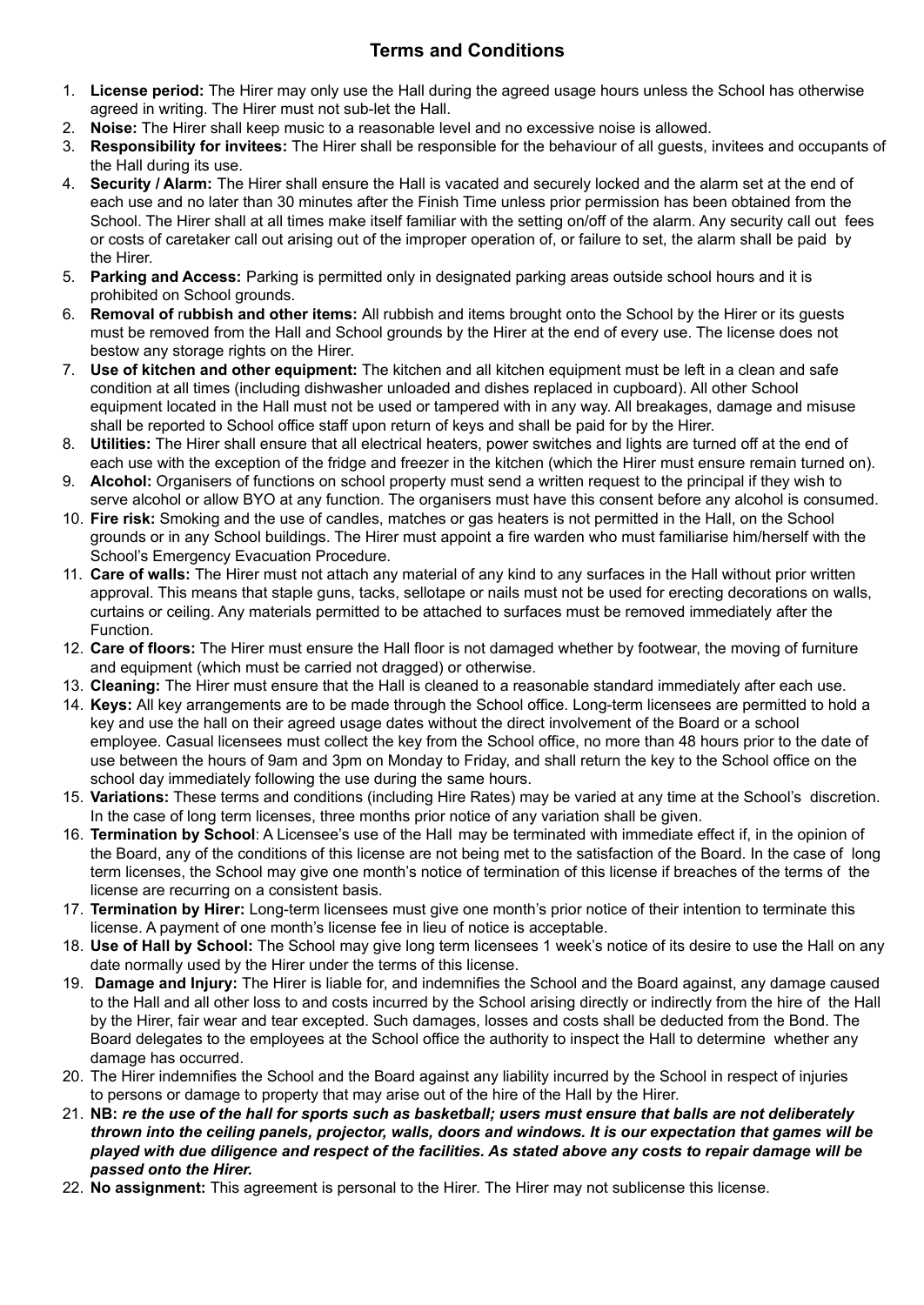## Terms and Conditions

1. **License period:** The Hirer may only use the Hall during the agreed usage hours unless the School has otherwise agreed in writing. The Hirer must not sub-let the Hall.
2. **Noise:** The Hirer shall keep music to a reasonable level and no excessive noise is allowed.
3. **Responsibility for invitees:** The Hirer shall be responsible for the behaviour of all guests, invitees and occupants of the Hall during its use.
4. **Security / Alarm:** The Hirer shall ensure the Hall is vacated and securely locked and the alarm set at the end of each use and no later than 30 minutes after the Finish Time unless prior permission has been obtained from the School. The Hirer shall at all times make itself familiar with the setting on/off of the alarm. Any security call out fees or costs of caretaker call out arising out of the improper operation of, or failure to set, the alarm shall be paid by the Hirer.
5. **Parking and Access:** Parking is permitted only in designated parking areas outside school hours and it is prohibited on School grounds.
6. **Removal of rubbish and other items:** All rubbish and items brought onto the School by the Hirer or its guests must be removed from the Hall and School grounds by the Hirer at the end of every use. The license does not bestow any storage rights on the Hirer.
7. **Use of kitchen and other equipment:** The kitchen and all kitchen equipment must be left in a clean and safe condition at all times (including dishwasher unloaded and dishes replaced in cupboard). All other School equipment located in the Hall must not be used or tampered with in any way. All breakages, damage and misuse shall be reported to School office staff upon return of keys and shall be paid for by the Hirer.
8. **Utilities:** The Hirer shall ensure that all electrical heaters, power switches and lights are turned off at the end of each use with the exception of the fridge and freezer in the kitchen (which the Hirer must ensure remain turned on).
9. **Alcohol:** Organisers of functions on school property must send a written request to the principal if they wish to serve alcohol or allow BYO at any function. The organisers must have this consent before any alcohol is consumed.
10. **Fire risk:** Smoking and the use of candles, matches or gas heaters is not permitted in the Hall, on the School grounds or in any School buildings. The Hirer must appoint a fire warden who must familiarise him/herself with the School's Emergency Evacuation Procedure.
11. **Care of walls:** The Hirer must not attach any material of any kind to any surfaces in the Hall without prior written approval. This means that staple guns, tacks, sellotape or nails must not be used for erecting decorations on walls, curtains or ceiling. Any materials permitted to be attached to surfaces must be removed immediately after the Function.
12. **Care of floors:** The Hirer must ensure the Hall floor is not damaged whether by footwear, the moving of furniture and equipment (which must be carried not dragged) or otherwise.
13. **Cleaning:** The Hirer must ensure that the Hall is cleaned to a reasonable standard immediately after each use.
14. **Keys:** All key arrangements are to be made through the School office. Long-term licensees are permitted to hold a key and use the hall on their agreed usage dates without the direct involvement of the Board or a school employee. Casual licensees must collect the key from the School office, no more than 48 hours prior to the date of use between the hours of 9am and 3pm on Monday to Friday, and shall return the key to the School office on the school day immediately following the use during the same hours.
15. **Variations:** These terms and conditions (including Hire Rates) may be varied at any time at the School's discretion. In the case of long term licenses, three months prior notice of any variation shall be given.
16. **Termination by School**: A Licensee's use of the Hall may be terminated with immediate effect if, in the opinion of the Board, any of the conditions of this license are not being met to the satisfaction of the Board. In the case of long term licenses, the School may give one month's notice of termination of this license if breaches of the terms of the license are recurring on a consistent basis.
17. **Termination by Hirer:** Long-term licensees must give one month's prior notice of their intention to terminate this license. A payment of one month's license fee in lieu of notice is acceptable.
18. **Use of Hall by School:** The School may give long term licensees 1 week's notice of its desire to use the Hall on any date normally used by the Hirer under the terms of this license.
19. **Damage and Injury:** The Hirer is liable for, and indemnifies the School and the Board against, any damage caused to the Hall and all other loss to and costs incurred by the School arising directly or indirectly from the hire of the Hall by the Hirer, fair wear and tear excepted. Such damages, losses and costs shall be deducted from the Bond. The Board delegates to the employees at the School office the authority to inspect the Hall to determine whether any damage has occurred.
20. The Hirer indemnifies the School and the Board against any liability incurred by the School in respect of injuries to persons or damage to property that may arise out of the hire of the Hall by the Hirer.
21. **NB:** ***re the use of the hall for sports such as basketball; users must ensure that balls are not deliberately thrown into the ceiling panels, projector, walls, doors and windows. It is our expectation that games will be played with due diligence and respect of the facilities. As stated above any costs to repair damage will be passed onto the Hirer.***
22. **No assignment:** This agreement is personal to the Hirer. The Hirer may not sublicense this license.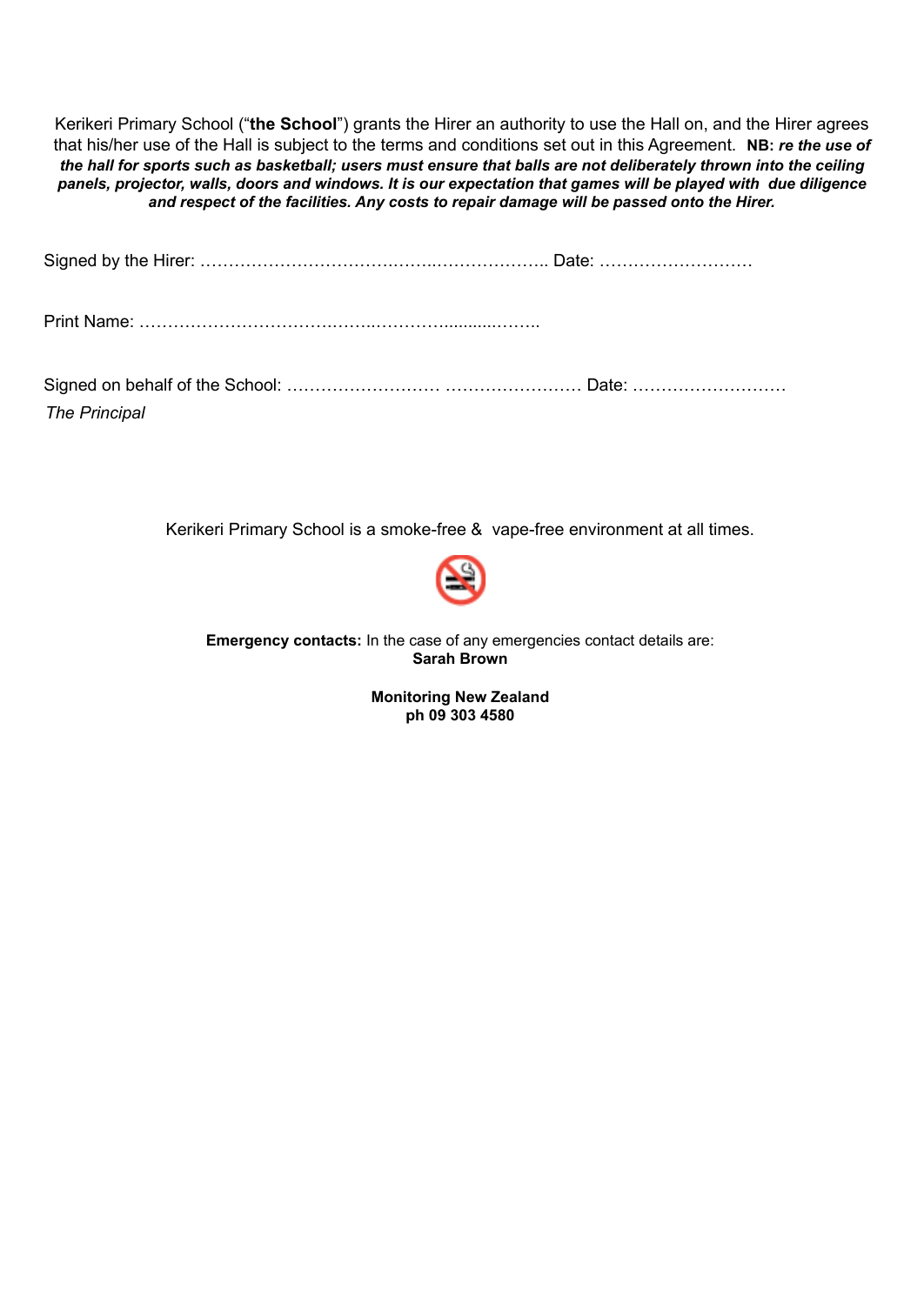Kerikeri Primary School ("**the School**") grants the Hirer an authority to use the Hall on, and the Hirer agrees that his/her use of the Hall is subject to the terms and conditions set out in this Agreement. **NB:** ***re the use of the hall for sports such as basketball; users must ensure that balls are not deliberately thrown into the ceiling panels, projector, walls, doors and windows. It is our expectation that games will be played with due diligence and respect of the facilities. Any costs to repair damage will be passed onto the Hirer.***

Signed by the Hirer: ……………………………….……..……………….. Date: ………………………

Print Name: ……………………………….……..…………...........……..

Signed on behalf of the School: ……………………… …………………… Date: ………………………

*The Principal*

Kerikeri Primary School is a smoke-free & vape-free environment at all times.

**Emergency contacts:** In the case of any emergencies contact details are:
**Sarah Brown**

**Monitoring New Zealand**
**ph 09 303 4580**